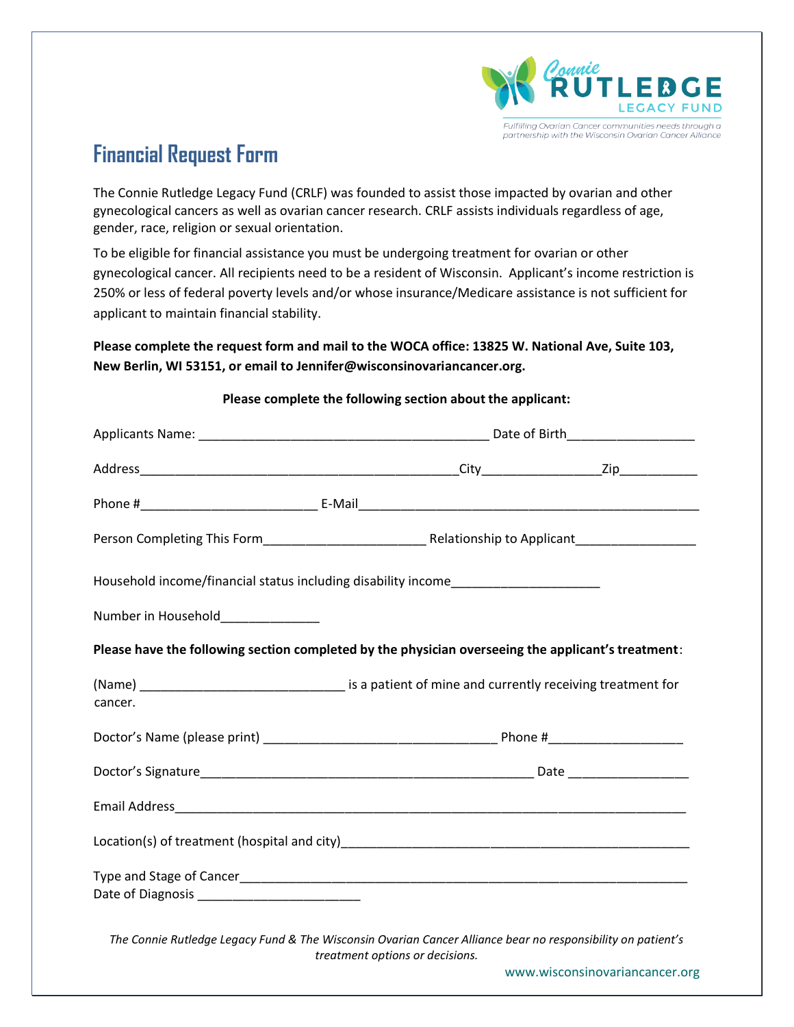Connie RUTLEDGE LEGACY FUND

*Fulfilling Ovarian Cancer communities needs through a partnership with the Wisconsin Ovarian Cancer Alliance*

# Financial Request Form

The Connie Rutledge Legacy Fund (CRLF) was founded to assist those impacted by ovarian and other gynecological cancers as well as ovarian cancer research. CRLF assists individuals regardless of age, gender, race, religion or sexual orientation.

To be eligible for financial assistance you must be undergoing treatment for ovarian or other gynecological cancer. All recipients need to be a resident of Wisconsin. Applicant's income restriction is 250% or less of federal poverty levels and/or whose insurance/Medicare assistance is not sufficient for applicant to maintain financial stability.

**Please complete the request form and mail to the WOCA office: 13825 W. National Ave, Suite 103, New Berlin, WI 53151, or email to Jennifer@wisconsinovariancancer.org.**

**Please complete the following section about the applicant:**

Applicants Name: __________________________________________ Date of Birth__________________

Address______________________________________________City________________Zip___________

Phone #_________________________ E-Mail_________________________________________________

Person Completing This Form_______________________ Relationship to Applicant_________________

Household income/financial status including disability income_____________________

Number in Household______________

**Please have the following section completed by the physician overseeing the applicant's treatment**:

(Name) _____________________________ is a patient of mine and currently receiving treatment for cancer.

Doctor's Name (please print) _________________________________ Phone #__________________

Doctor's Signature________________________________________________ Date ________________

Email Address__________________________________________________________________________

Location(s) of treatment (hospital and city)__________________________________________________

Type and Stage of Cancer_________________________________________________________________
Date of Diagnosis _______________________

*The Connie Rutledge Legacy Fund & The Wisconsin Ovarian Cancer Alliance bear no responsibility on patient's treatment options or decisions.*

www.wisconsinovariancancer.org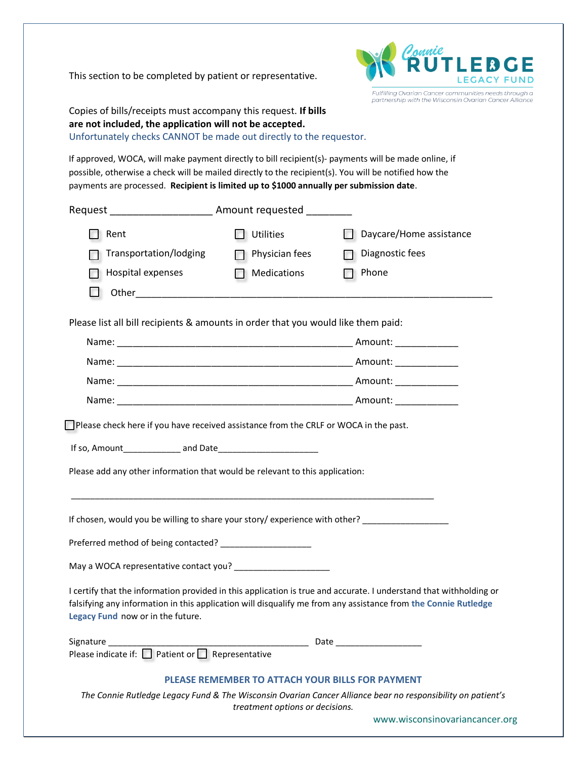This section to be completed by patient or representative.

Connie RUTLEDGE LEGACY FUND

*Fulfilling Ovarian Cancer communities needs through a partnership with the Wisconsin Ovarian Cancer Alliance*

Copies of bills/receipts must accompany this request. **If bills are not included, the application will not be accepted.**
Unfortunately checks CANNOT be made out directly to the requestor.

If approved, WOCA, will make payment directly to bill recipient(s)- payments will be made online, if possible, otherwise a check will be mailed directly to the recipient(s). You will be notified how the payments are processed. **Recipient is limited up to $1000 annually per submission date**.

Request ___________________ Amount requested ________

- ☐ Rent
- ☐ Utilities
- ☐ Daycare/Home assistance
- ☐ Transportation/lodging
- ☐ Physician fees
- ☐ Diagnostic fees
- ☐ Hospital expenses
- ☐ Medications
- ☐ Phone
- ☐ Other_________________________________________________________________

Please list all bill recipients & amounts in order that you would like them paid:

Name: _______________________________________________ Amount: ____________

Name: _______________________________________________ Amount: ____________

Name: _______________________________________________ Amount: ____________

Name: _______________________________________________ Amount: ____________

☐ Please check here if you have received assistance from the CRLF or WOCA in the past.

If so, Amount___________ and Date_____________________

Please add any other information that would be relevant to this application:

___________________________________________________________________________

If chosen, would you be willing to share your story/ experience with other? _________________

Preferred method of being contacted? __________________

May a WOCA representative contact you? ___________________

I certify that the information provided in this application is true and accurate. I understand that withholding or falsifying any information in this application will disqualify me from any assistance from **the Connie Rutledge Legacy Fund** now or in the future.

Signature ________________________________________ Date __________________

Please indicate if: ☐ Patient or ☐ Representative

**PLEASE REMEMBER TO ATTACH YOUR BILLS FOR PAYMENT**

*The Connie Rutledge Legacy Fund & The Wisconsin Ovarian Cancer Alliance bear no responsibility on patient's treatment options or decisions.*

www.wisconsinovariancancer.org